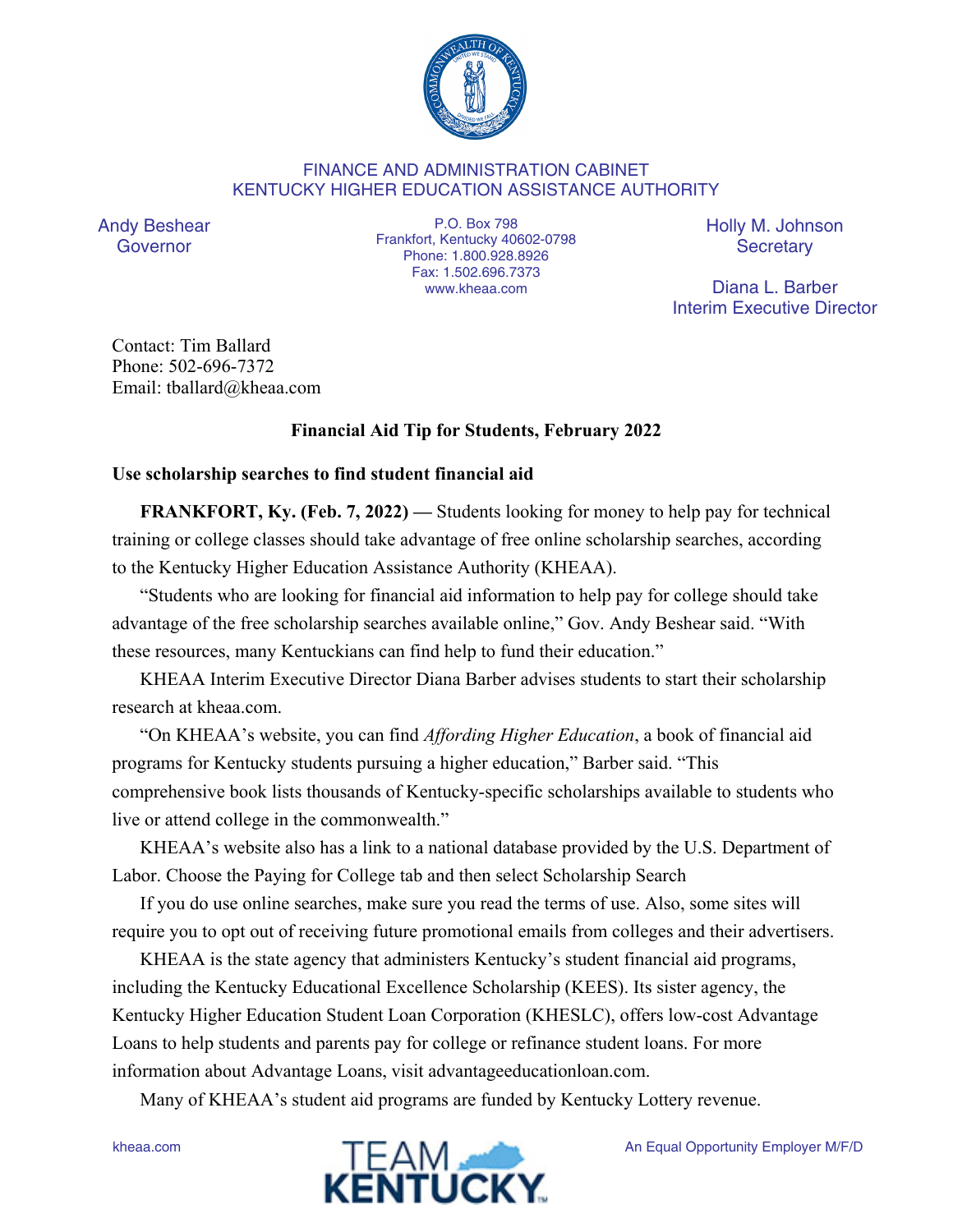FINANCE AND ADMINISTRATION CABINET
KENTUCKY HIGHER EDUCATION ASSISTANCE AUTHORITY

Andy Beshear
Governor

P.O. Box 798
Frankfort, Kentucky 40602-0798
Phone: 1.800.928.8926
Fax: 1.502.696.7373
www.kheaa.com

Holly M. Johnson
Secretary

Diana L. Barber
Interim Executive Director

Contact: Tim Ballard
Phone: 502-696-7372
Email: tballard@kheaa.com

**Financial Aid Tip for Students, February 2022**

**Use scholarship searches to find student financial aid**

**FRANKFORT, Ky. (Feb. 7, 2022) —** Students looking for money to help pay for technical training or college classes should take advantage of free online scholarship searches, according to the Kentucky Higher Education Assistance Authority (KHEAA).

"Students who are looking for financial aid information to help pay for college should take advantage of the free scholarship searches available online," Gov. Andy Beshear said. "With these resources, many Kentuckians can find help to fund their education."

KHEAA Interim Executive Director Diana Barber advises students to start their scholarship research at kheaa.com.

"On KHEAA's website, you can find *Affording Higher Education*, a book of financial aid programs for Kentucky students pursuing a higher education," Barber said. "This comprehensive book lists thousands of Kentucky-specific scholarships available to students who live or attend college in the commonwealth."

KHEAA's website also has a link to a national database provided by the U.S. Department of Labor. Choose the Paying for College tab and then select Scholarship Search

If you do use online searches, make sure you read the terms of use. Also, some sites will require you to opt out of receiving future promotional emails from colleges and their advertisers.

KHEAA is the state agency that administers Kentucky's student financial aid programs, including the Kentucky Educational Excellence Scholarship (KEES). Its sister agency, the Kentucky Higher Education Student Loan Corporation (KHESLC), offers low-cost Advantage Loans to help students and parents pay for college or refinance student loans. For more information about Advantage Loans, visit advantageeducationloan.com.

Many of KHEAA's student aid programs are funded by Kentucky Lottery revenue.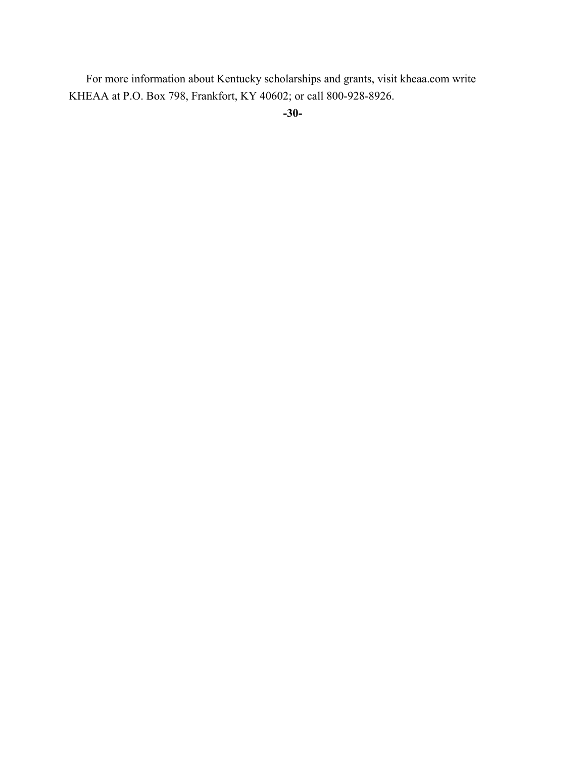For more information about Kentucky scholarships and grants, visit kheaa.com write KHEAA at P.O. Box 798, Frankfort, KY 40602; or call 800-928-8926.

**-30-**